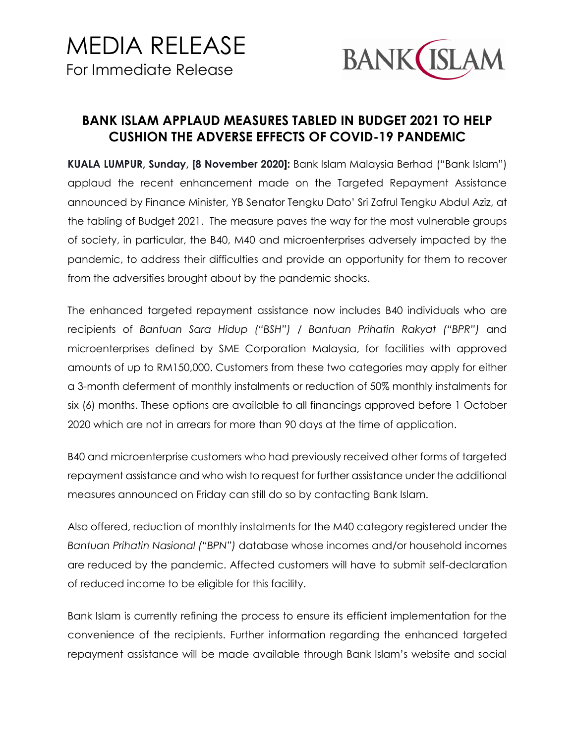# MEDIA RELEASE
For Immediate Release

BANK ISLAM

## BANK ISLAM APPLAUD MEASURES TABLED IN BUDGET 2021 TO HELP CUSHION THE ADVERSE EFFECTS OF COVID-19 PANDEMIC

**KUALA LUMPUR, Sunday, [8 November 2020]:** Bank Islam Malaysia Berhad ("Bank Islam") applaud the recent enhancement made on the Targeted Repayment Assistance announced by Finance Minister, YB Senator Tengku Dato' Sri Zafrul Tengku Abdul Aziz, at the tabling of Budget 2021. The measure paves the way for the most vulnerable groups of society, in particular, the B40, M40 and microenterprises adversely impacted by the pandemic, to address their difficulties and provide an opportunity for them to recover from the adversities brought about by the pandemic shocks.

The enhanced targeted repayment assistance now includes B40 individuals who are recipients of *Bantuan Sara Hidup ("BSH") / Bantuan Prihatin Rakyat ("BPR")* and microenterprises defined by SME Corporation Malaysia, for facilities with approved amounts of up to RM150,000. Customers from these two categories may apply for either a 3-month deferment of monthly instalments or reduction of 50% monthly instalments for six (6) months. These options are available to all financings approved before 1 October 2020 which are not in arrears for more than 90 days at the time of application.

B40 and microenterprise customers who had previously received other forms of targeted repayment assistance and who wish to request for further assistance under the additional measures announced on Friday can still do so by contacting Bank Islam.

Also offered, reduction of monthly instalments for the M40 category registered under the *Bantuan Prihatin Nasional ("BPN")* database whose incomes and/or household incomes are reduced by the pandemic. Affected customers will have to submit self-declaration of reduced income to be eligible for this facility.

Bank Islam is currently refining the process to ensure its efficient implementation for the convenience of the recipients. Further information regarding the enhanced targeted repayment assistance will be made available through Bank Islam's website and social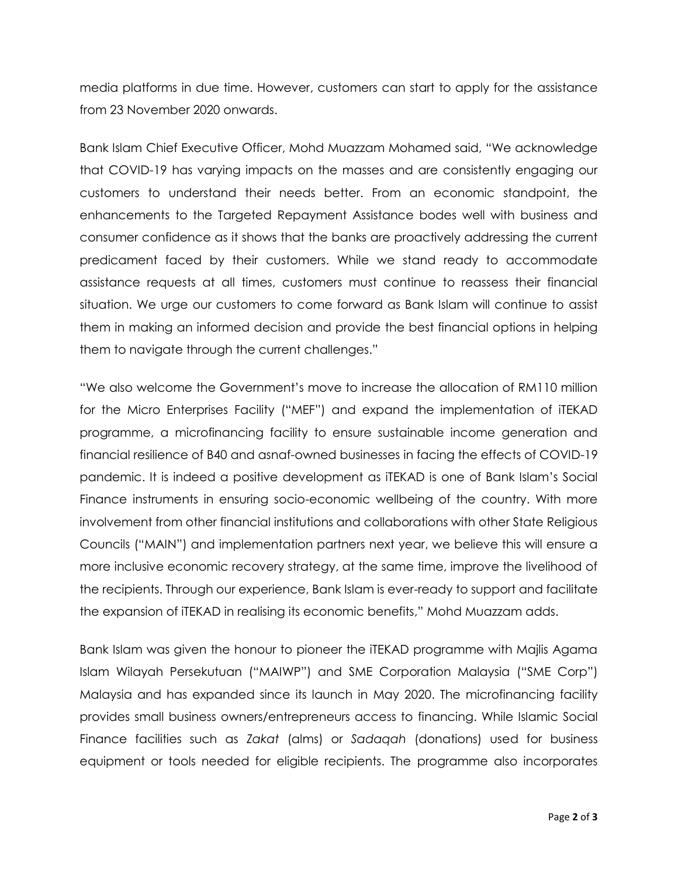media platforms in due time. However, customers can start to apply for the assistance from 23 November 2020 onwards.

Bank Islam Chief Executive Officer, Mohd Muazzam Mohamed said, "We acknowledge that COVID-19 has varying impacts on the masses and are consistently engaging our customers to understand their needs better. From an economic standpoint, the enhancements to the Targeted Repayment Assistance bodes well with business and consumer confidence as it shows that the banks are proactively addressing the current predicament faced by their customers. While we stand ready to accommodate assistance requests at all times, customers must continue to reassess their financial situation. We urge our customers to come forward as Bank Islam will continue to assist them in making an informed decision and provide the best financial options in helping them to navigate through the current challenges."

"We also welcome the Government's move to increase the allocation of RM110 million for the Micro Enterprises Facility ("MEF") and expand the implementation of iTEKAD programme, a microfinancing facility to ensure sustainable income generation and financial resilience of B40 and asnaf-owned businesses in facing the effects of COVID-19 pandemic. It is indeed a positive development as iTEKAD is one of Bank Islam's Social Finance instruments in ensuring socio-economic wellbeing of the country. With more involvement from other financial institutions and collaborations with other State Religious Councils ("MAIN") and implementation partners next year, we believe this will ensure a more inclusive economic recovery strategy, at the same time, improve the livelihood of the recipients. Through our experience, Bank Islam is ever-ready to support and facilitate the expansion of iTEKAD in realising its economic benefits," Mohd Muazzam adds.

Bank Islam was given the honour to pioneer the iTEKAD programme with Majlis Agama Islam Wilayah Persekutuan ("MAIWP") and SME Corporation Malaysia ("SME Corp") Malaysia and has expanded since its launch in May 2020. The microfinancing facility provides small business owners/entrepreneurs access to financing. While Islamic Social Finance facilities such as *Zakat* (alms) or *Sadaqah* (donations) used for business equipment or tools needed for eligible recipients. The programme also incorporates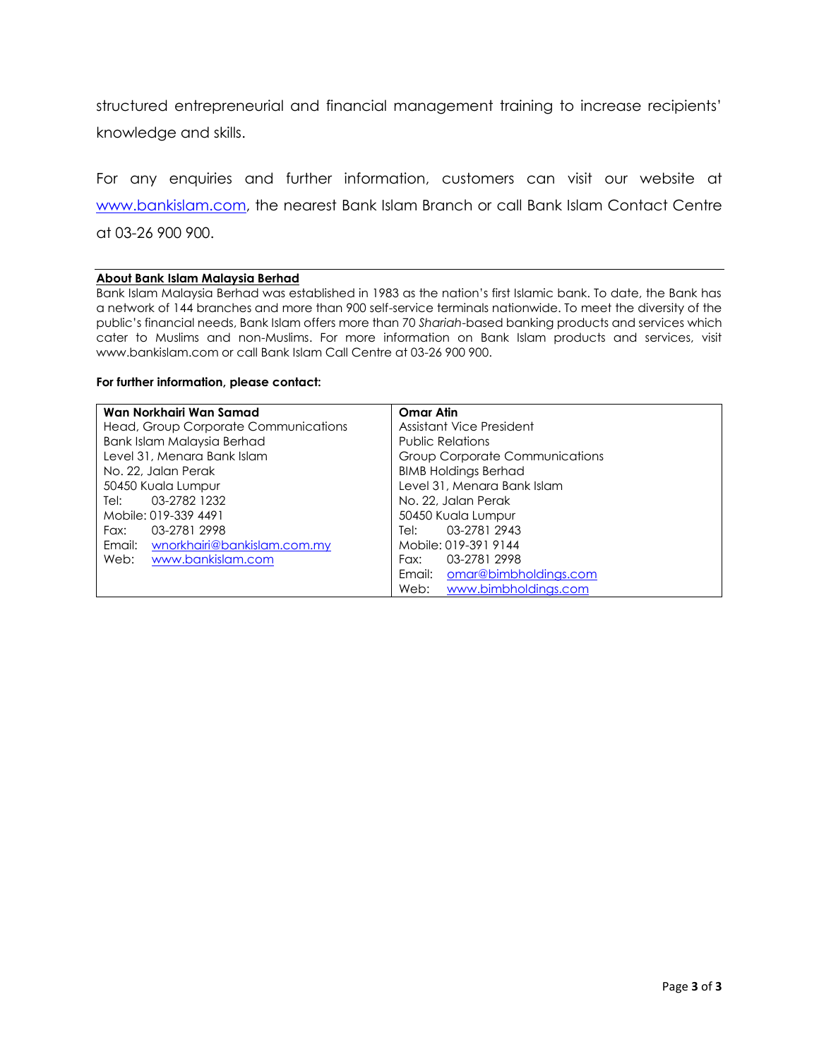structured entrepreneurial and financial management training to increase recipients' knowledge and skills.

For any enquiries and further information, customers can visit our website at www.bankislam.com, the nearest Bank Islam Branch or call Bank Islam Contact Centre at 03-26 900 900.

**About Bank Islam Malaysia Berhad**

Bank Islam Malaysia Berhad was established in 1983 as the nation's first Islamic bank. To date, the Bank has a network of 144 branches and more than 900 self-service terminals nationwide. To meet the diversity of the public's financial needs, Bank Islam offers more than 70 *Shariah*-based banking products and services which cater to Muslims and non-Muslims. For more information on Bank Islam products and services, visit www.bankislam.com or call Bank Islam Call Centre at 03-26 900 900.

**For further information, please contact:**

| | |
|---|---|
| **Wan Norkhairi Wan Samad**<br>Head, Group Corporate Communications<br>Bank Islam Malaysia Berhad<br>Level 31, Menara Bank Islam<br>No. 22, Jalan Perak<br>50450 Kuala Lumpur<br>Tel: 03-2782 1232<br>Mobile: 019-339 4491<br>Fax: 03-2781 2998<br>Email: wnorkhairi@bankislam.com.my<br>Web: www.bankislam.com | **Omar Atin**<br>Assistant Vice President<br>Public Relations<br>Group Corporate Communications<br>BIMB Holdings Berhad<br>Level 31, Menara Bank Islam<br>No. 22, Jalan Perak<br>50450 Kuala Lumpur<br>Tel: 03-2781 2943<br>Mobile: 019-391 9144<br>Fax: 03-2781 2998<br>Email: omar@bimbholdings.com<br>Web: www.bimbholdings.com |